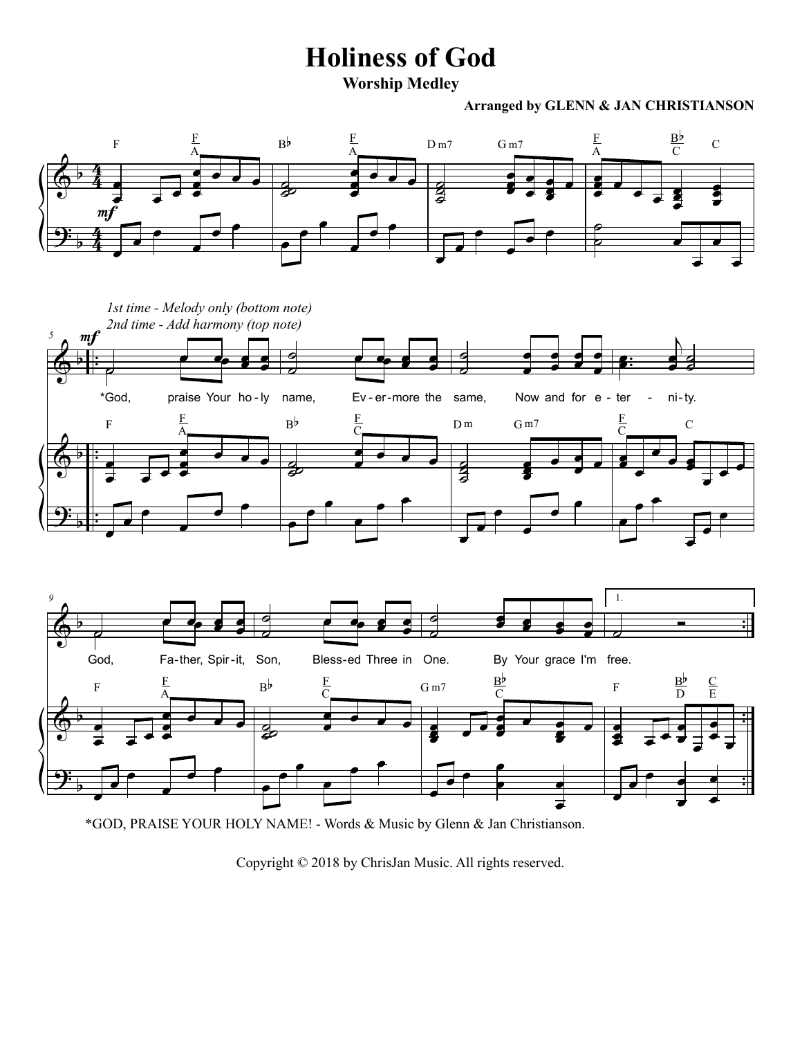# Holiness of God

**Worship Medley**

**Arranged by GLENN & JAN CHRISTIANSON**

*1st time - Melody only (bottom note)*
*2nd time - Add harmony (top note)*

*God, praise Your ho-ly name, Ev-er-more the same, Now and for e-ter-ni-ty.

God, Fa-ther, Spir-it, Son, Bless-ed Three in One. By Your grace I'm free.

*GOD, PRAISE YOUR HOLY NAME! - Words & Music by Glenn & Jan Christianson.

Copyright © 2018 by ChrisJan Music. All rights reserved.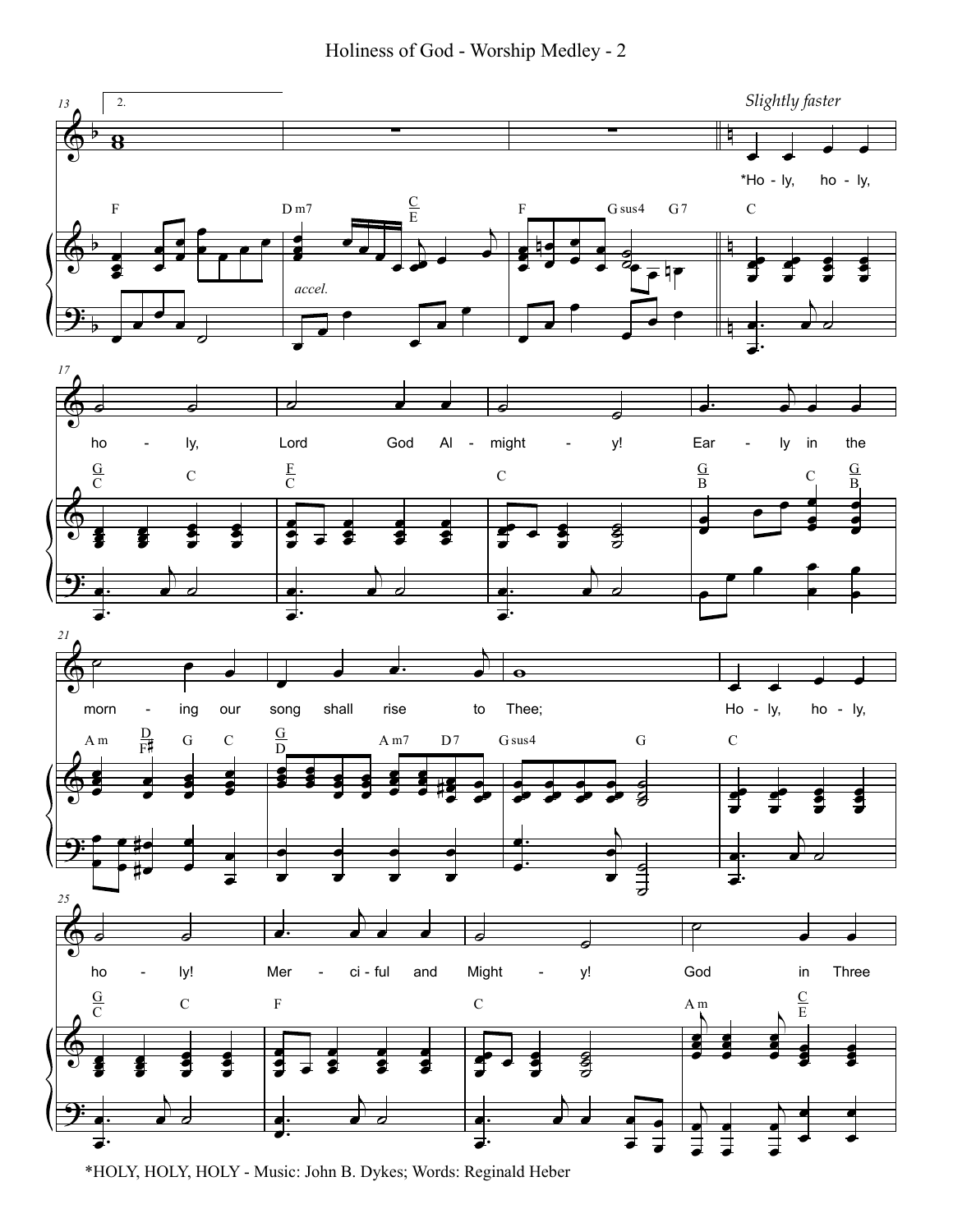*Slightly faster*

*Ho - ly, ho - ly, ho - ly, Lord God Al - might - y! Ear - ly in the morn - ing our song shall rise to Thee; Ho - ly, ho - ly, ho - ly! Mer - ci - ful and Might - y! God in Three

*HOLY, HOLY, HOLY - Music: John B. Dykes; Words: Reginald Heber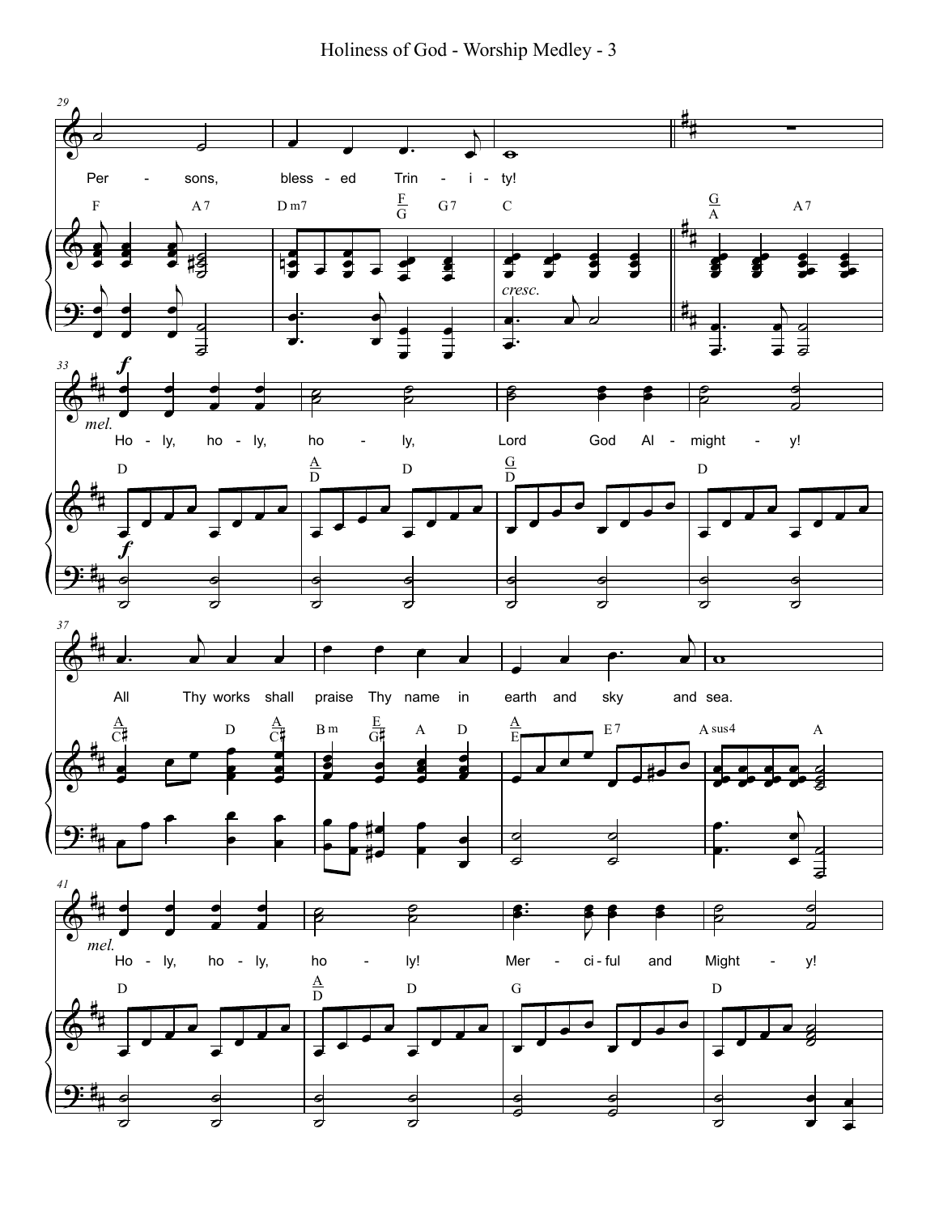Per - sons, bless - ed Trin - i - ty!

Ho - ly, ho - ly, ho - ly, Lord God Al - might - y!

All Thy works shall praise Thy name in earth and sky and sea.

Ho - ly, ho - ly, ho - ly! Mer - ci - ful and Might - y!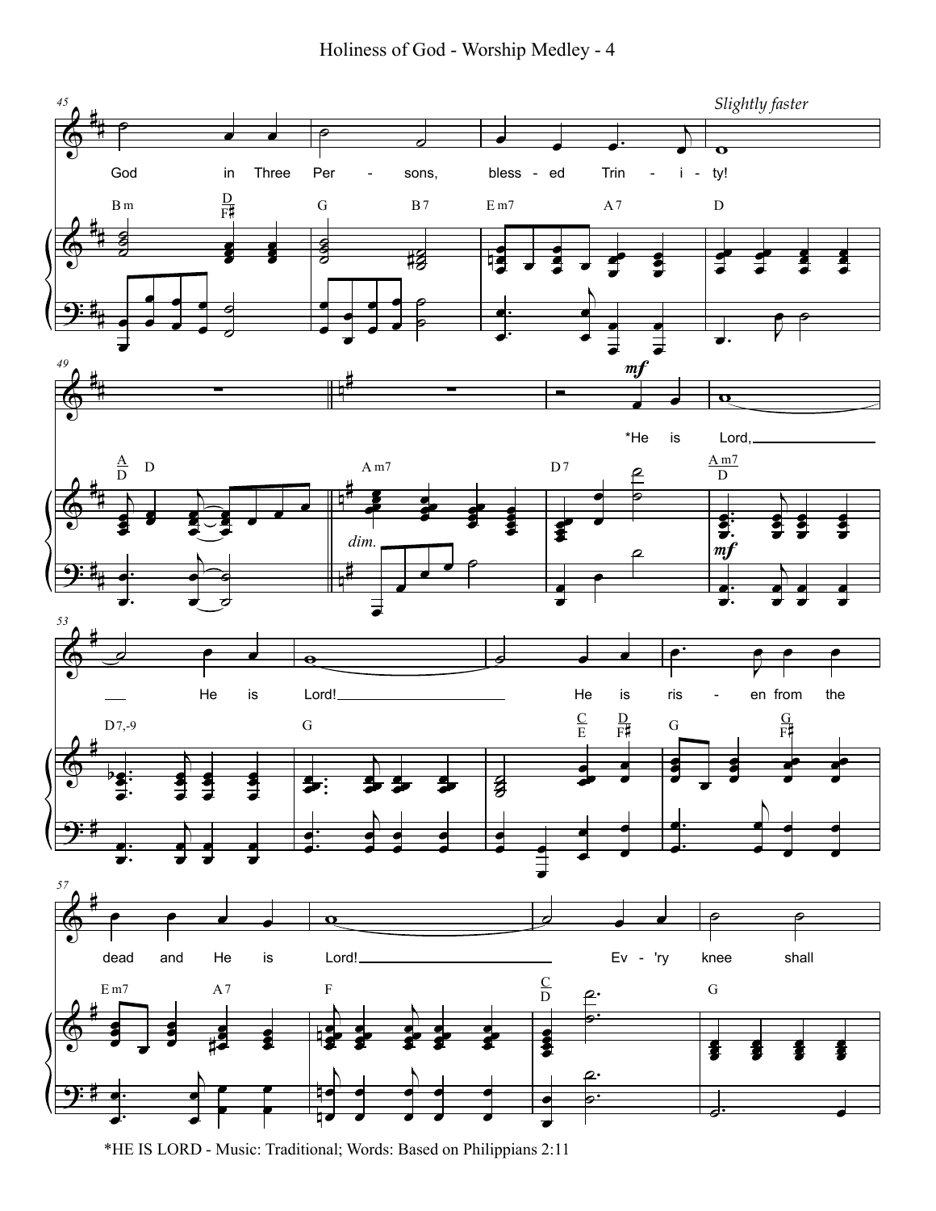*HE IS LORD - Music: Traditional; Words: Based on Philippians 2:11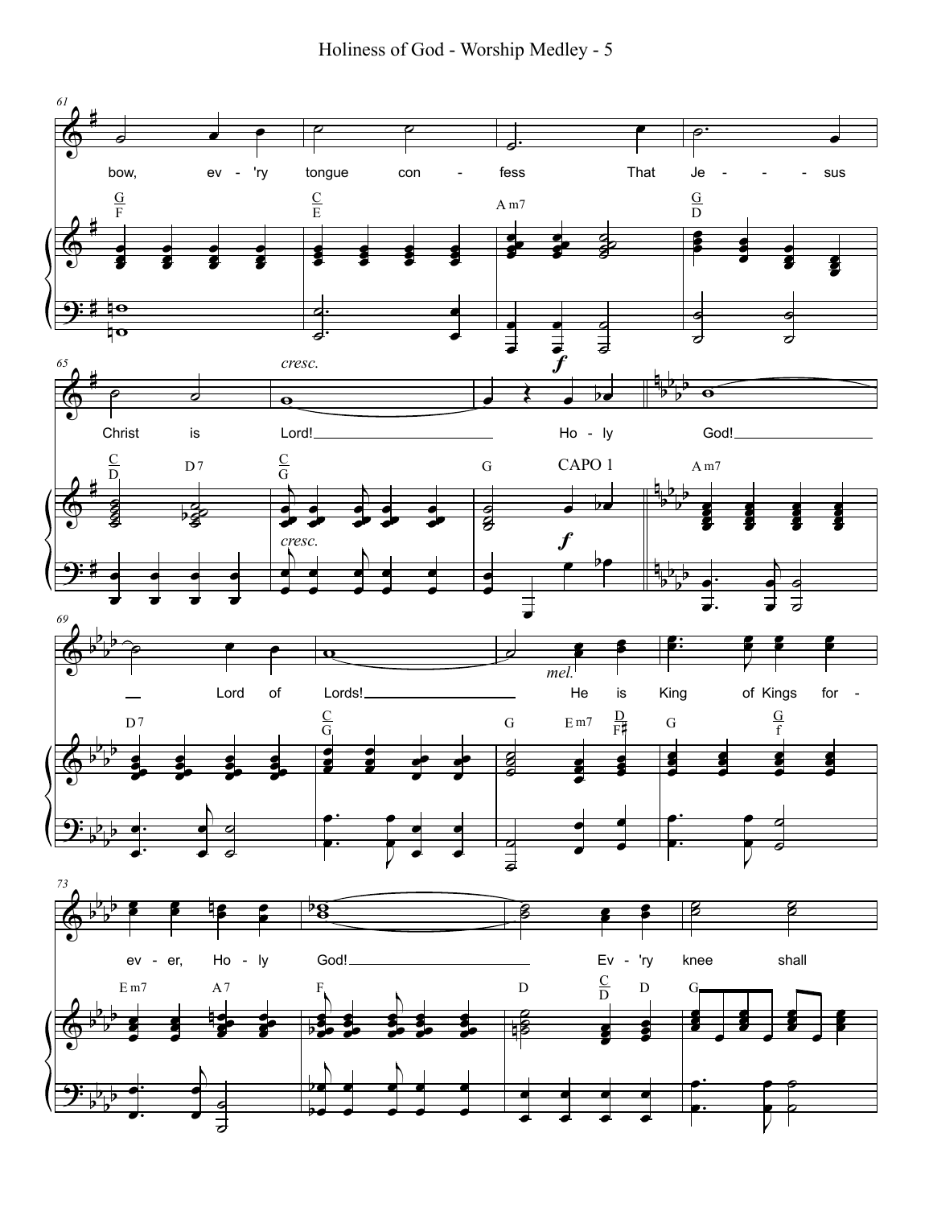bow, ev - 'ry tongue con - fess That Je - - - sus

Christ is Lord! Ho - ly God!

Lord of Lords! He is King of Kings for -

ev - er, Ho - ly God! Ev - 'ry knee shall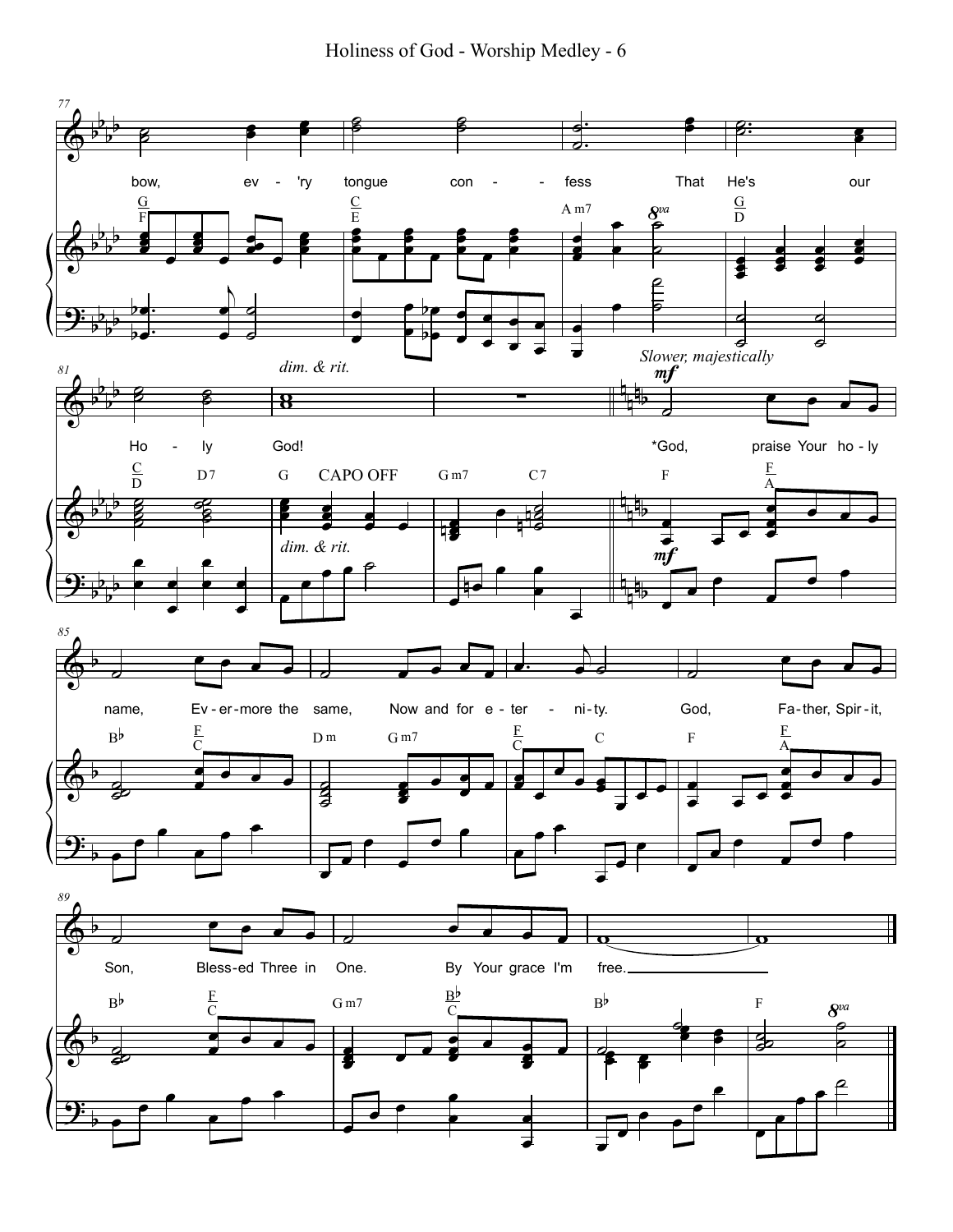77

bow, ev - 'ry tongue con - - fess That He's our

G/F C/E Am7 G/D

81 *dim. & rit.* *Slower, majestically*

Ho - ly God! *God, praise Your ho - ly

C/D D7 G CAPO OFF Gm7 C7 F F/A

*dim. & rit.* *mf*

85

name, Ev - er - more the same, Now and for e - ter - ni - ty. God, Fa - ther, Spir - it,

B♭ F/C Dm Gm7 F/C C F F/A

89

Son, Bless - ed Three in One. By Your grace I'm free.

B♭ F/C Gm7 B♭/C B♭ F